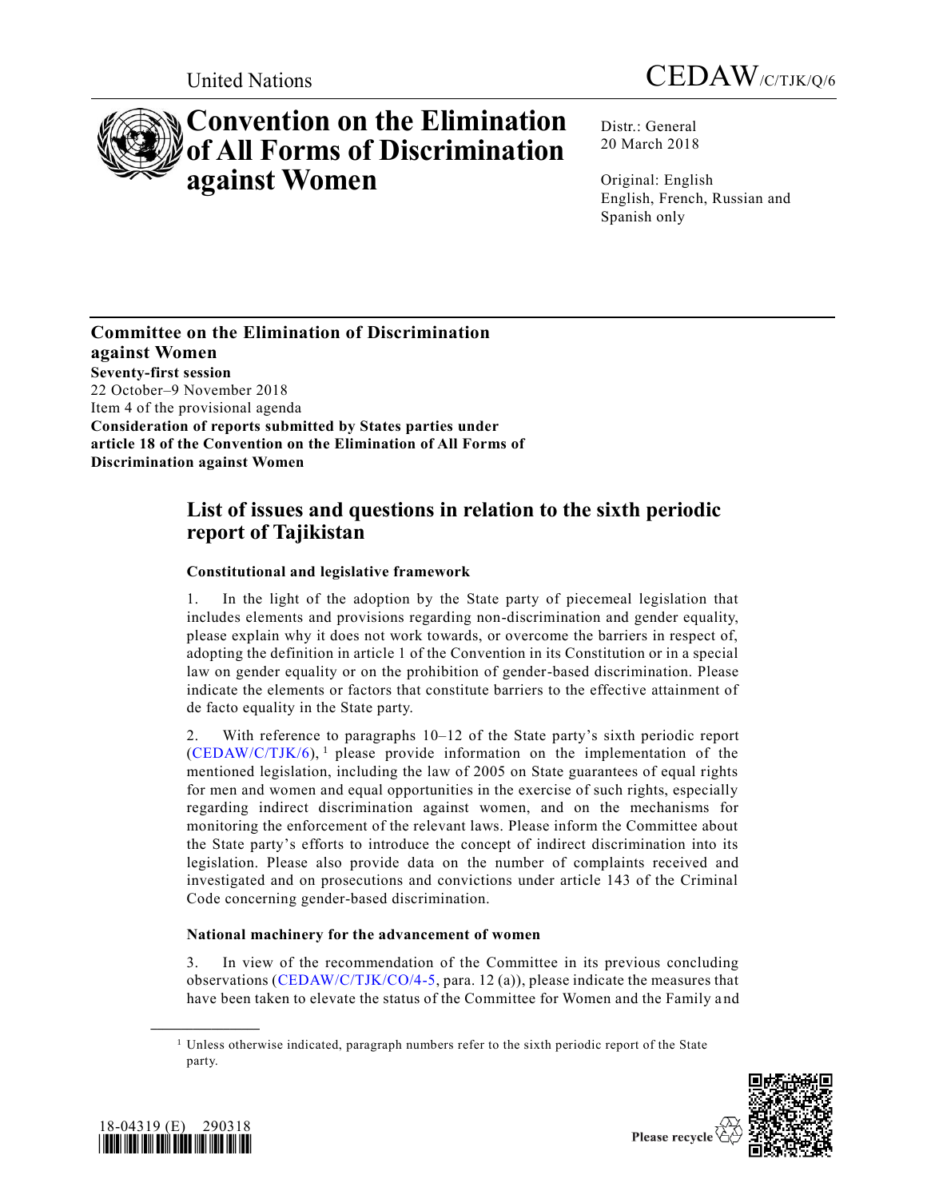United Nations CEDAW/C/TJK/Q/6

# Convention on the Elimination of All Forms of Discrimination against Women

Distr.: General
20 March 2018

Original: English
English, French, Russian and Spanish only

**Committee on the Elimination of Discrimination against Women**
**Seventy-first session**
22 October–9 November 2018
Item 4 of the provisional agenda
**Consideration of reports submitted by States parties under article 18 of the Convention on the Elimination of All Forms of Discrimination against Women**

## List of issues and questions in relation to the sixth periodic report of Tajikistan

### Constitutional and legislative framework

1. In the light of the adoption by the State party of piecemeal legislation that includes elements and provisions regarding non-discrimination and gender equality, please explain why it does not work towards, or overcome the barriers in respect of, adopting the definition in article 1 of the Convention in its Constitution or in a special law on gender equality or on the prohibition of gender-based discrimination. Please indicate the elements or factors that constitute barriers to the effective attainment of de facto equality in the State party.

2. With reference to paragraphs 10–12 of the State party's sixth periodic report (CEDAW/C/TJK/6),[1] please provide information on the implementation of the mentioned legislation, including the law of 2005 on State guarantees of equal rights for men and women and equal opportunities in the exercise of such rights, especially regarding indirect discrimination against women, and on the mechanisms for monitoring the enforcement of the relevant laws. Please inform the Committee about the State party's efforts to introduce the concept of indirect discrimination into its legislation. Please also provide data on the number of complaints received and investigated and on prosecutions and convictions under article 143 of the Criminal Code concerning gender-based discrimination.

### National machinery for the advancement of women

3. In view of the recommendation of the Committee in its previous concluding observations (CEDAW/C/TJK/CO/4-5, para. 12 (a)), please indicate the measures that have been taken to elevate the status of the Committee for Women and the Family and

[1] Unless otherwise indicated, paragraph numbers refer to the sixth periodic report of the State party.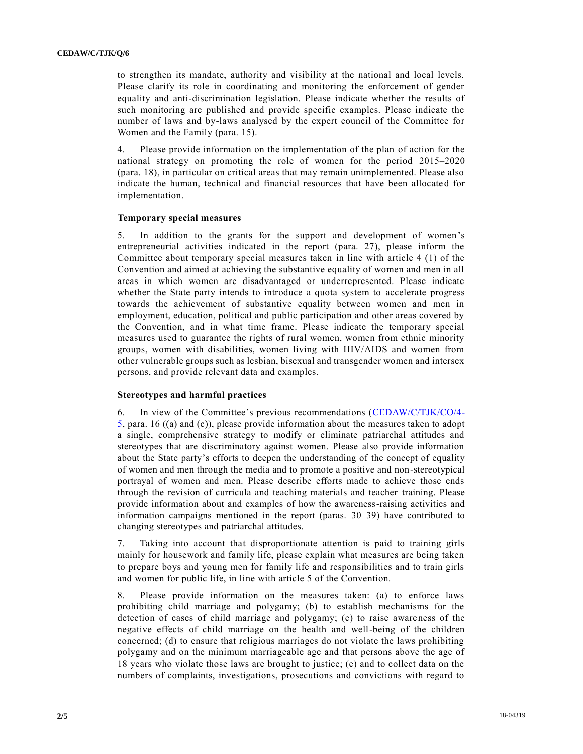to strengthen its mandate, authority and visibility at the national and local levels. Please clarify its role in coordinating and monitoring the enforcement of gender equality and anti-discrimination legislation. Please indicate whether the results of such monitoring are published and provide specific examples. Please indicate the number of laws and by-laws analysed by the expert council of the Committee for Women and the Family (para. 15).

4. Please provide information on the implementation of the plan of action for the national strategy on promoting the role of women for the period 2015–2020 (para. 18), in particular on critical areas that may remain unimplemented. Please also indicate the human, technical and financial resources that have been allocated for implementation.

### Temporary special measures

5. In addition to the grants for the support and development of women's entrepreneurial activities indicated in the report (para. 27), please inform the Committee about temporary special measures taken in line with article 4 (1) of the Convention and aimed at achieving the substantive equality of women and men in all areas in which women are disadvantaged or underrepresented. Please indicate whether the State party intends to introduce a quota system to accelerate progress towards the achievement of substantive equality between women and men in employment, education, political and public participation and other areas covered by the Convention, and in what time frame. Please indicate the temporary special measures used to guarantee the rights of rural women, women from ethnic minority groups, women with disabilities, women living with HIV/AIDS and women from other vulnerable groups such as lesbian, bisexual and transgender women and intersex persons, and provide relevant data and examples.

### Stereotypes and harmful practices

6. In view of the Committee's previous recommendations (CEDAW/C/TJK/CO/4-5, para. 16 ((a) and (c)), please provide information about the measures taken to adopt a single, comprehensive strategy to modify or eliminate patriarchal attitudes and stereotypes that are discriminatory against women. Please also provide information about the State party's efforts to deepen the understanding of the concept of equality of women and men through the media and to promote a positive and non-stereotypical portrayal of women and men. Please describe efforts made to achieve those ends through the revision of curricula and teaching materials and teacher training. Please provide information about and examples of how the awareness-raising activities and information campaigns mentioned in the report (paras. 30–39) have contributed to changing stereotypes and patriarchal attitudes.

7. Taking into account that disproportionate attention is paid to training girls mainly for housework and family life, please explain what measures are being taken to prepare boys and young men for family life and responsibilities and to train girls and women for public life, in line with article 5 of the Convention.

8. Please provide information on the measures taken: (a) to enforce laws prohibiting child marriage and polygamy; (b) to establish mechanisms for the detection of cases of child marriage and polygamy; (c) to raise awareness of the negative effects of child marriage on the health and well-being of the children concerned; (d) to ensure that religious marriages do not violate the laws prohibiting polygamy and on the minimum marriageable age and that persons above the age of 18 years who violate those laws are brought to justice; (e) and to collect data on the numbers of complaints, investigations, prosecutions and convictions with regard to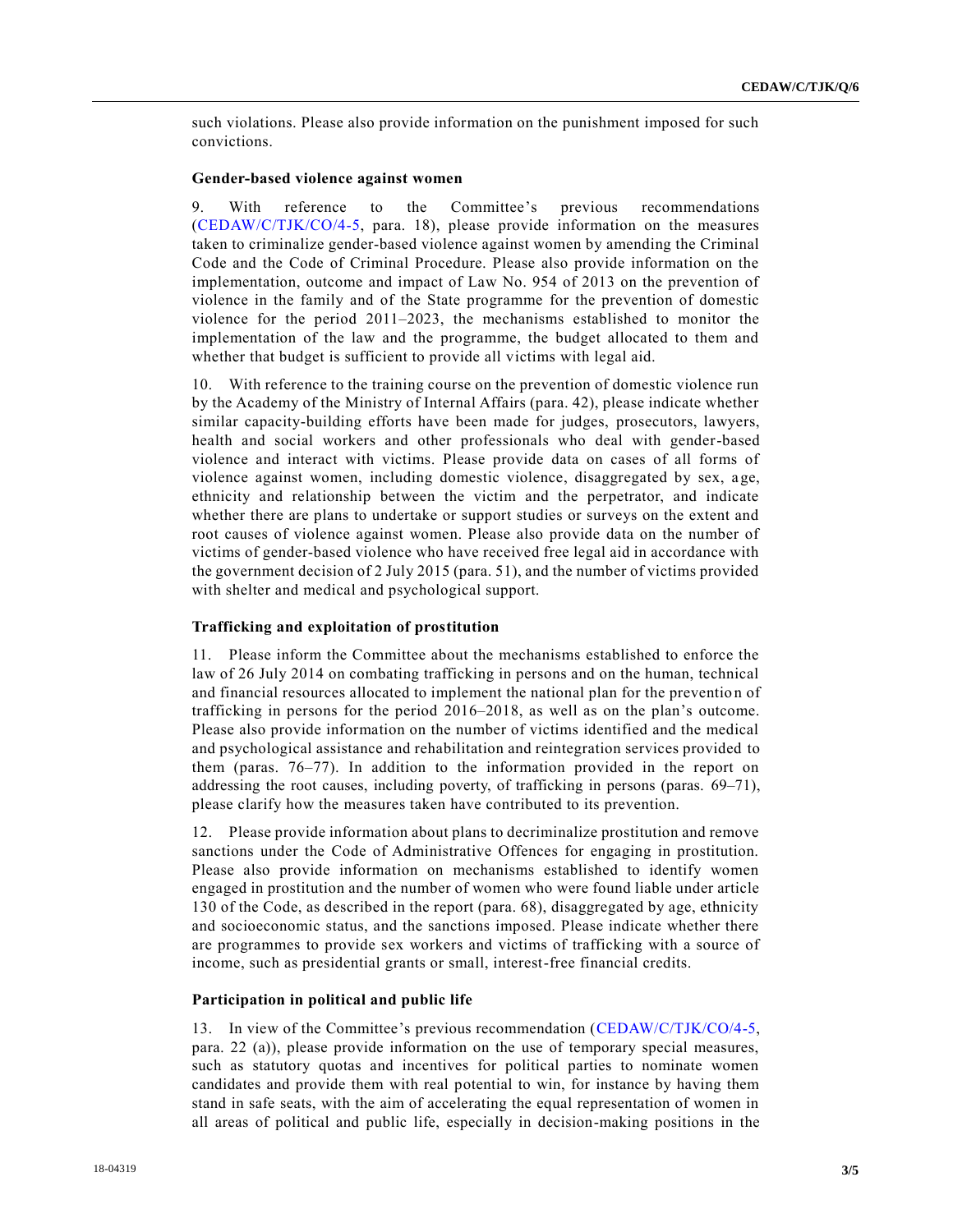such violations. Please also provide information on the punishment imposed for such convictions.

### Gender-based violence against women

9. With reference to the Committee's previous recommendations (CEDAW/C/TJK/CO/4-5, para. 18), please provide information on the measures taken to criminalize gender-based violence against women by amending the Criminal Code and the Code of Criminal Procedure. Please also provide information on the implementation, outcome and impact of Law No. 954 of 2013 on the prevention of violence in the family and of the State programme for the prevention of domestic violence for the period 2011–2023, the mechanisms established to monitor the implementation of the law and the programme, the budget allocated to them and whether that budget is sufficient to provide all victims with legal aid.

10. With reference to the training course on the prevention of domestic violence run by the Academy of the Ministry of Internal Affairs (para. 42), please indicate whether similar capacity-building efforts have been made for judges, prosecutors, lawyers, health and social workers and other professionals who deal with gender-based violence and interact with victims. Please provide data on cases of all forms of violence against women, including domestic violence, disaggregated by sex, age, ethnicity and relationship between the victim and the perpetrator, and indicate whether there are plans to undertake or support studies or surveys on the extent and root causes of violence against women. Please also provide data on the number of victims of gender-based violence who have received free legal aid in accordance with the government decision of 2 July 2015 (para. 51), and the number of victims provided with shelter and medical and psychological support.

### Trafficking and exploitation of prostitution

11. Please inform the Committee about the mechanisms established to enforce the law of 26 July 2014 on combating trafficking in persons and on the human, technical and financial resources allocated to implement the national plan for the prevention of trafficking in persons for the period 2016–2018, as well as on the plan's outcome. Please also provide information on the number of victims identified and the medical and psychological assistance and rehabilitation and reintegration services provided to them (paras. 76–77). In addition to the information provided in the report on addressing the root causes, including poverty, of trafficking in persons (paras. 69–71), please clarify how the measures taken have contributed to its prevention.

12. Please provide information about plans to decriminalize prostitution and remove sanctions under the Code of Administrative Offences for engaging in prostitution. Please also provide information on mechanisms established to identify women engaged in prostitution and the number of women who were found liable under article 130 of the Code, as described in the report (para. 68), disaggregated by age, ethnicity and socioeconomic status, and the sanctions imposed. Please indicate whether there are programmes to provide sex workers and victims of trafficking with a source of income, such as presidential grants or small, interest-free financial credits.

### Participation in political and public life

13. In view of the Committee's previous recommendation (CEDAW/C/TJK/CO/4-5, para. 22 (a)), please provide information on the use of temporary special measures, such as statutory quotas and incentives for political parties to nominate women candidates and provide them with real potential to win, for instance by having them stand in safe seats, with the aim of accelerating the equal representation of women in all areas of political and public life, especially in decision-making positions in the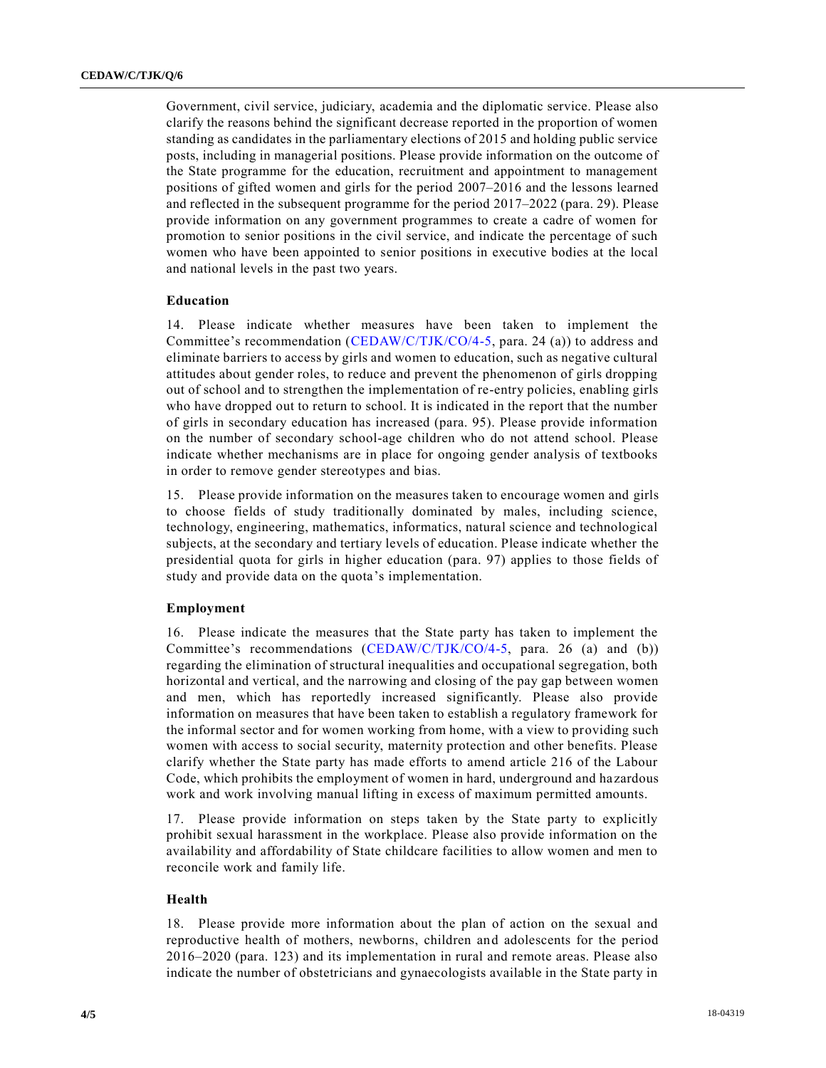Government, civil service, judiciary, academia and the diplomatic service. Please also clarify the reasons behind the significant decrease reported in the proportion of women standing as candidates in the parliamentary elections of 2015 and holding public service posts, including in managerial positions. Please provide information on the outcome of the State programme for the education, recruitment and appointment to management positions of gifted women and girls for the period 2007–2016 and the lessons learned and reflected in the subsequent programme for the period 2017–2022 (para. 29). Please provide information on any government programmes to create a cadre of women for promotion to senior positions in the civil service, and indicate the percentage of such women who have been appointed to senior positions in executive bodies at the local and national levels in the past two years.

### Education

14. Please indicate whether measures have been taken to implement the Committee's recommendation (CEDAW/C/TJK/CO/4-5, para. 24 (a)) to address and eliminate barriers to access by girls and women to education, such as negative cultural attitudes about gender roles, to reduce and prevent the phenomenon of girls dropping out of school and to strengthen the implementation of re-entry policies, enabling girls who have dropped out to return to school. It is indicated in the report that the number of girls in secondary education has increased (para. 95). Please provide information on the number of secondary school-age children who do not attend school. Please indicate whether mechanisms are in place for ongoing gender analysis of textbooks in order to remove gender stereotypes and bias.

15. Please provide information on the measures taken to encourage women and girls to choose fields of study traditionally dominated by males, including science, technology, engineering, mathematics, informatics, natural science and technological subjects, at the secondary and tertiary levels of education. Please indicate whether the presidential quota for girls in higher education (para. 97) applies to those fields of study and provide data on the quota's implementation.

### Employment

16. Please indicate the measures that the State party has taken to implement the Committee's recommendations (CEDAW/C/TJK/CO/4-5, para. 26 (a) and (b)) regarding the elimination of structural inequalities and occupational segregation, both horizontal and vertical, and the narrowing and closing of the pay gap between women and men, which has reportedly increased significantly. Please also provide information on measures that have been taken to establish a regulatory framework for the informal sector and for women working from home, with a view to providing such women with access to social security, maternity protection and other benefits. Please clarify whether the State party has made efforts to amend article 216 of the Labour Code, which prohibits the employment of women in hard, underground and hazardous work and work involving manual lifting in excess of maximum permitted amounts.

17. Please provide information on steps taken by the State party to explicitly prohibit sexual harassment in the workplace. Please also provide information on the availability and affordability of State childcare facilities to allow women and men to reconcile work and family life.

### Health

18. Please provide more information about the plan of action on the sexual and reproductive health of mothers, newborns, children and adolescents for the period 2016–2020 (para. 123) and its implementation in rural and remote areas. Please also indicate the number of obstetricians and gynaecologists available in the State party in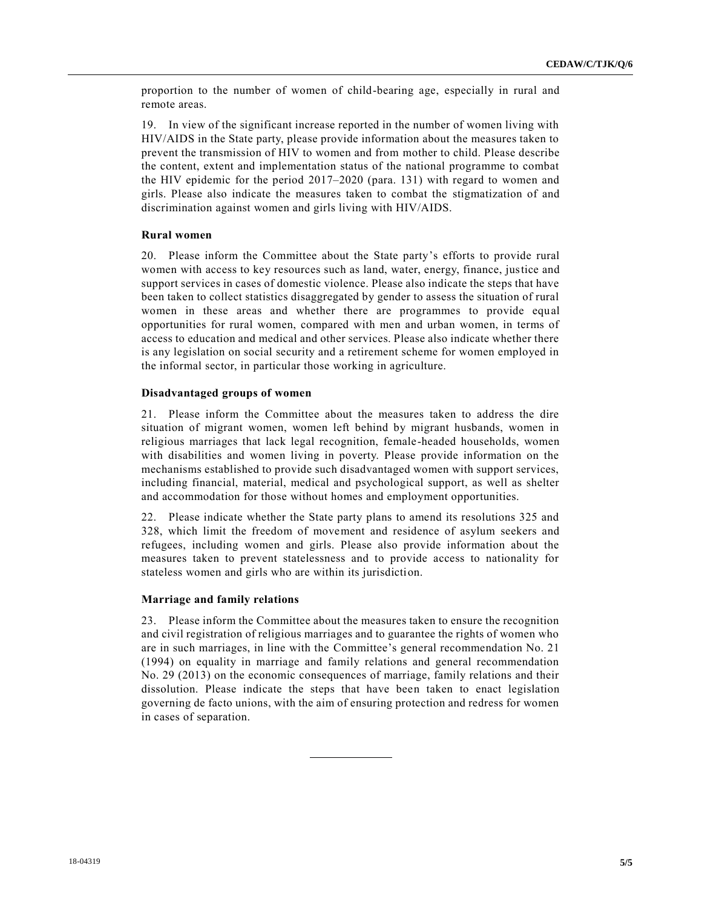proportion to the number of women of child-bearing age, especially in rural and remote areas.

19. In view of the significant increase reported in the number of women living with HIV/AIDS in the State party, please provide information about the measures taken to prevent the transmission of HIV to women and from mother to child. Please describe the content, extent and implementation status of the national programme to combat the HIV epidemic for the period 2017–2020 (para. 131) with regard to women and girls. Please also indicate the measures taken to combat the stigmatization of and discrimination against women and girls living with HIV/AIDS.

### Rural women

20. Please inform the Committee about the State party's efforts to provide rural women with access to key resources such as land, water, energy, finance, justice and support services in cases of domestic violence. Please also indicate the steps that have been taken to collect statistics disaggregated by gender to assess the situation of rural women in these areas and whether there are programmes to provide equal opportunities for rural women, compared with men and urban women, in terms of access to education and medical and other services. Please also indicate whether there is any legislation on social security and a retirement scheme for women employed in the informal sector, in particular those working in agriculture.

### Disadvantaged groups of women

21. Please inform the Committee about the measures taken to address the dire situation of migrant women, women left behind by migrant husbands, women in religious marriages that lack legal recognition, female-headed households, women with disabilities and women living in poverty. Please provide information on the mechanisms established to provide such disadvantaged women with support services, including financial, material, medical and psychological support, as well as shelter and accommodation for those without homes and employment opportunities.

22. Please indicate whether the State party plans to amend its resolutions 325 and 328, which limit the freedom of movement and residence of asylum seekers and refugees, including women and girls. Please also provide information about the measures taken to prevent statelessness and to provide access to nationality for stateless women and girls who are within its jurisdiction.

### Marriage and family relations

23. Please inform the Committee about the measures taken to ensure the recognition and civil registration of religious marriages and to guarantee the rights of women who are in such marriages, in line with the Committee's general recommendation No. 21 (1994) on equality in marriage and family relations and general recommendation No. 29 (2013) on the economic consequences of marriage, family relations and their dissolution. Please indicate the steps that have been taken to enact legislation governing de facto unions, with the aim of ensuring protection and redress for women in cases of separation.